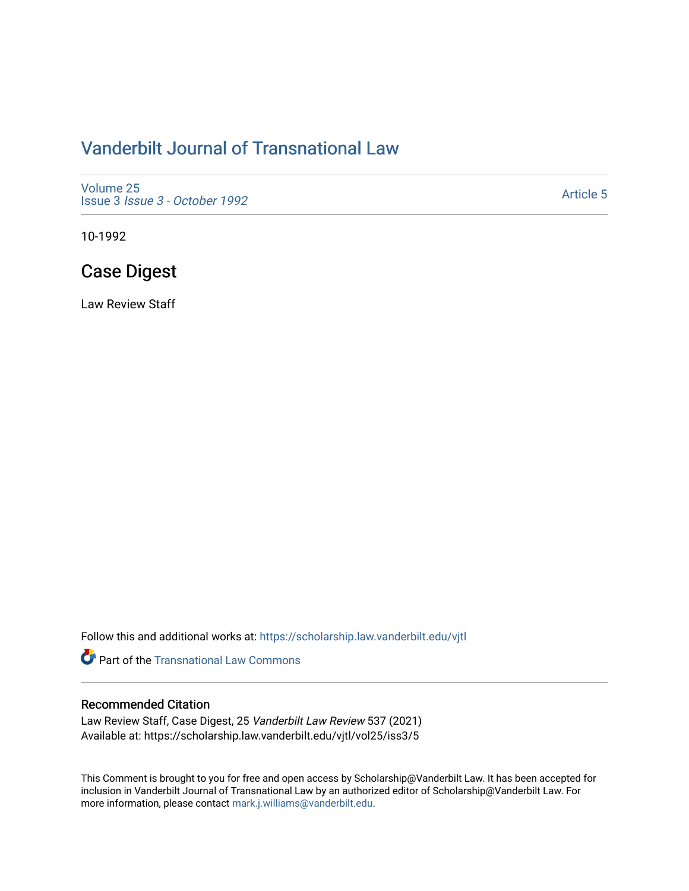# Vanderbilt Journal of Transnational Law

Volume 25
Issue 3 *Issue 3 - October 1992*

Article 5

10-1992

## Case Digest

Law Review Staff

Follow this and additional works at: https://scholarship.law.vanderbilt.edu/vjtl

Part of the Transnational Law Commons

### Recommended Citation

Law Review Staff, Case Digest, 25 *Vanderbilt Law Review* 537 (2021)
Available at: https://scholarship.law.vanderbilt.edu/vjtl/vol25/iss3/5

This Comment is brought to you for free and open access by Scholarship@Vanderbilt Law. It has been accepted for inclusion in Vanderbilt Journal of Transnational Law by an authorized editor of Scholarship@Vanderbilt Law. For more information, please contact mark.j.williams@vanderbilt.edu.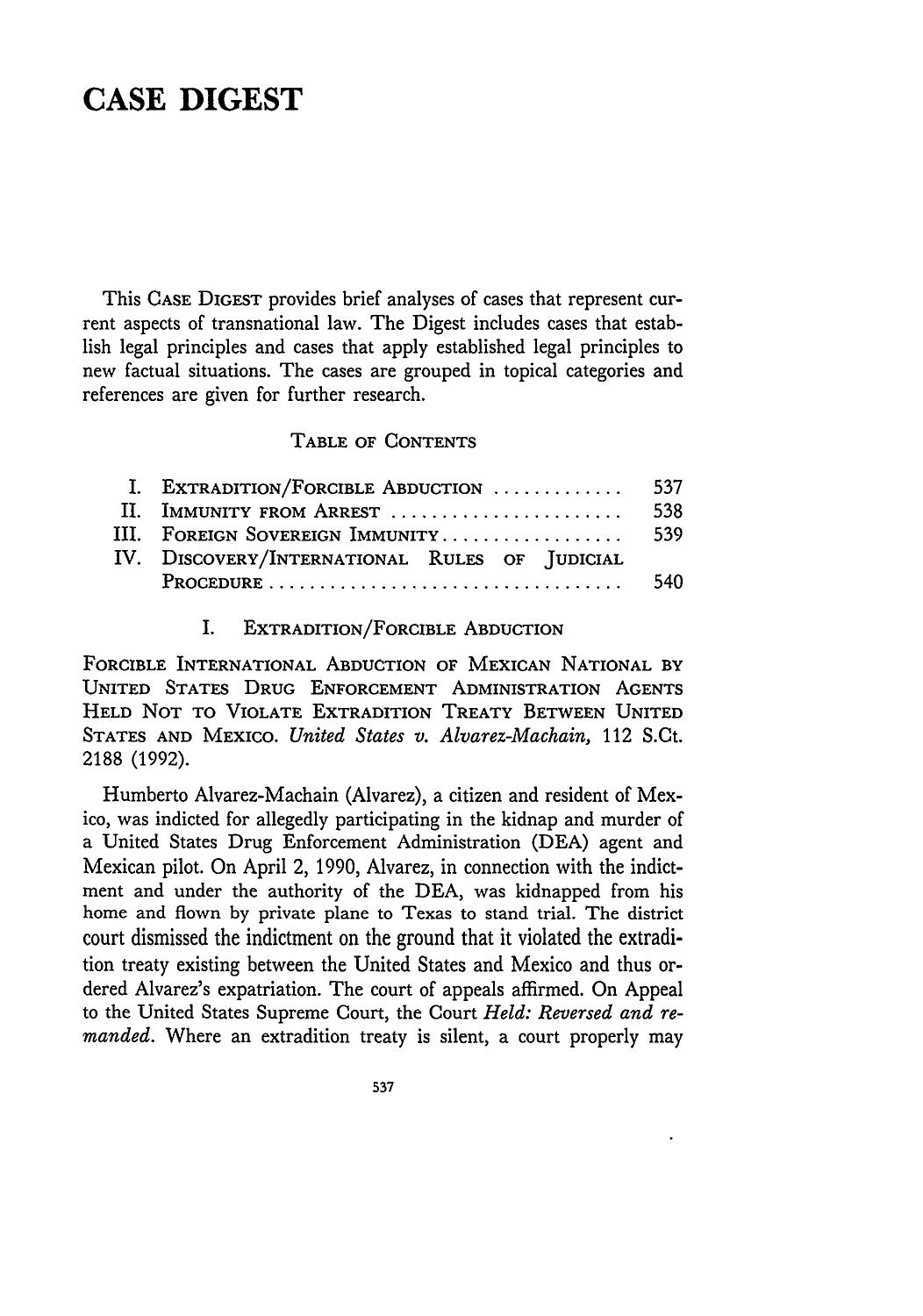# CASE DIGEST

This CASE DIGEST provides brief analyses of cases that represent current aspects of transnational law. The Digest includes cases that establish legal principles and cases that apply established legal principles to new factual situations. The cases are grouped in topical categories and references are given for further research.

TABLE OF CONTENTS

| | | |
|---|---|---|
| I. | EXTRADITION/FORCIBLE ABDUCTION | 537 |
| II. | IMMUNITY FROM ARREST | 538 |
| III. | FOREIGN SOVEREIGN IMMUNITY | 539 |
| IV. | DISCOVERY/INTERNATIONAL RULES OF JUDICIAL PROCEDURE | 540 |

## I. EXTRADITION/FORCIBLE ABDUCTION

FORCIBLE INTERNATIONAL ABDUCTION OF MEXICAN NATIONAL BY UNITED STATES DRUG ENFORCEMENT ADMINISTRATION AGENTS HELD NOT TO VIOLATE EXTRADITION TREATY BETWEEN UNITED STATES AND MEXICO. *United States v. Alvarez-Machain,* 112 S.Ct. 2188 (1992).

Humberto Alvarez-Machain (Alvarez), a citizen and resident of Mexico, was indicted for allegedly participating in the kidnap and murder of a United States Drug Enforcement Administration (DEA) agent and Mexican pilot. On April 2, 1990, Alvarez, in connection with the indictment and under the authority of the DEA, was kidnapped from his home and flown by private plane to Texas to stand trial. The district court dismissed the indictment on the ground that it violated the extradition treaty existing between the United States and Mexico and thus ordered Alvarez's expatriation. The court of appeals affirmed. On Appeal to the United States Supreme Court, the Court *Held: Reversed and remanded.* Where an extradition treaty is silent, a court properly may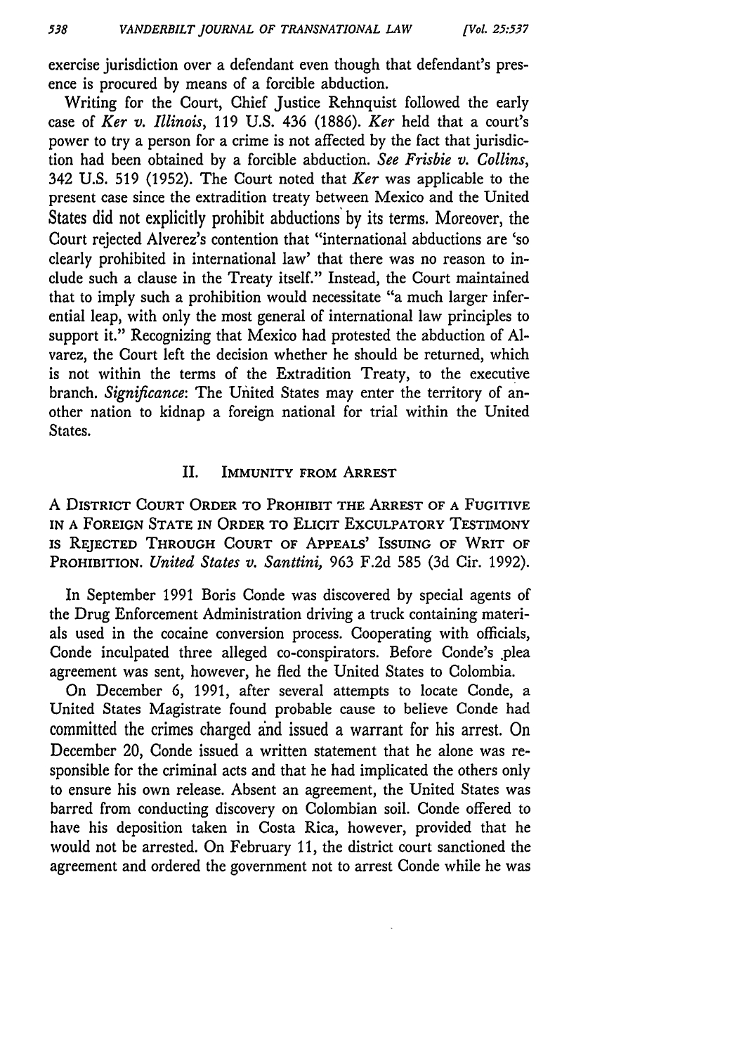exercise jurisdiction over a defendant even though that defendant's presence is procured by means of a forcible abduction.

Writing for the Court, Chief Justice Rehnquist followed the early case of *Ker v. Illinois*, 119 U.S. 436 (1886). *Ker* held that a court's power to try a person for a crime is not affected by the fact that jurisdiction had been obtained by a forcible abduction. *See Frisbie v. Collins*, 342 U.S. 519 (1952). The Court noted that *Ker* was applicable to the present case since the extradition treaty between Mexico and the United States did not explicitly prohibit abductions by its terms. Moreover, the Court rejected Alverez's contention that "international abductions are 'so clearly prohibited in international law' that there was no reason to include such a clause in the Treaty itself." Instead, the Court maintained that to imply such a prohibition would necessitate "a much larger inferential leap, with only the most general of international law principles to support it." Recognizing that Mexico had protested the abduction of Alvarez, the Court left the decision whether he should be returned, which is not within the terms of the Extradition Treaty, to the executive branch. *Significance*: The United States may enter the territory of another nation to kidnap a foreign national for trial within the United States.

## II. Immunity from Arrest

A District Court Order to Prohibit the Arrest of a Fugitive in a Foreign State in Order to Elicit Exculpatory Testimony is Rejected Through Court of Appeals' Issuing of Writ of Prohibition. *United States v. Santtini*, 963 F.2d 585 (3d Cir. 1992).

In September 1991 Boris Conde was discovered by special agents of the Drug Enforcement Administration driving a truck containing materials used in the cocaine conversion process. Cooperating with officials, Conde inculpated three alleged co-conspirators. Before Conde's plea agreement was sent, however, he fled the United States to Colombia.

On December 6, 1991, after several attempts to locate Conde, a United States Magistrate found probable cause to believe Conde had committed the crimes charged and issued a warrant for his arrest. On December 20, Conde issued a written statement that he alone was responsible for the criminal acts and that he had implicated the others only to ensure his own release. Absent an agreement, the United States was barred from conducting discovery on Colombian soil. Conde offered to have his deposition taken in Costa Rica, however, provided that he would not be arrested. On February 11, the district court sanctioned the agreement and ordered the government not to arrest Conde while he was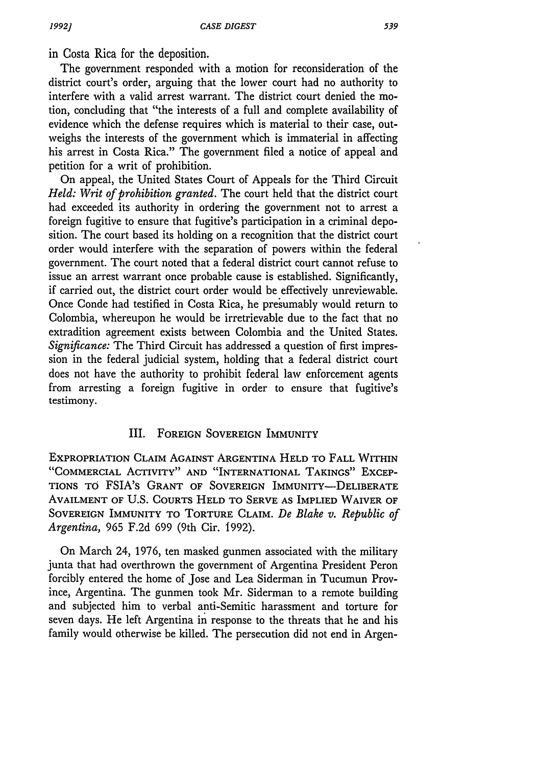in Costa Rica for the deposition.

The government responded with a motion for reconsideration of the district court's order, arguing that the lower court had no authority to interfere with a valid arrest warrant. The district court denied the motion, concluding that "the interests of a full and complete availability of evidence which the defense requires which is material to their case, outweighs the interests of the government which is immaterial in affecting his arrest in Costa Rica." The government filed a notice of appeal and petition for a writ of prohibition.

On appeal, the United States Court of Appeals for the Third Circuit *Held: Writ of prohibition granted.* The court held that the district court had exceeded its authority in ordering the government not to arrest a foreign fugitive to ensure that fugitive's participation in a criminal deposition. The court based its holding on a recognition that the district court order would interfere with the separation of powers within the federal government. The court noted that a federal district court cannot refuse to issue an arrest warrant once probable cause is established. Significantly, if carried out, the district court order would be effectively unreviewable. Once Conde had testified in Costa Rica, he presumably would return to Colombia, whereupon he would be irretrievable due to the fact that no extradition agreement exists between Colombia and the United States. *Significance:* The Third Circuit has addressed a question of first impression in the federal judicial system, holding that a federal district court does not have the authority to prohibit federal law enforcement agents from arresting a foreign fugitive in order to ensure that fugitive's testimony.

## III. Foreign Sovereign Immunity

EXPROPRIATION CLAIM AGAINST ARGENTINA HELD TO FALL WITHIN "COMMERCIAL ACTIVITY" AND "INTERNATIONAL TAKINGS" EXCEPTIONS TO FSIA'S GRANT OF SOVEREIGN IMMUNITY—DELIBERATE AVAILMENT OF U.S. COURTS HELD TO SERVE AS IMPLIED WAIVER OF SOVEREIGN IMMUNITY TO TORTURE CLAIM. *De Blake v. Republic of Argentina*, 965 F.2d 699 (9th Cir. 1992).

On March 24, 1976, ten masked gunmen associated with the military junta that had overthrown the government of Argentina President Peron forcibly entered the home of Jose and Lea Siderman in Tucumun Province, Argentina. The gunmen took Mr. Siderman to a remote building and subjected him to verbal anti-Semitic harassment and torture for seven days. He left Argentina in response to the threats that he and his family would otherwise be killed. The persecution did not end in Argen-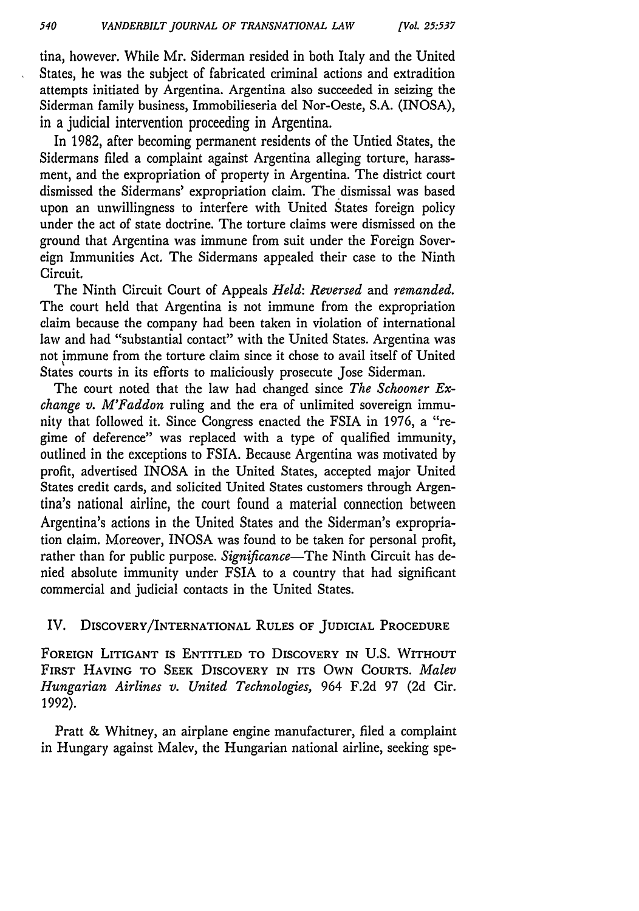tina, however. While Mr. Siderman resided in both Italy and the United States, he was the subject of fabricated criminal actions and extradition attempts initiated by Argentina. Argentina also succeeded in seizing the Siderman family business, Immobilieseria del Nor-Oeste, S.A. (INOSA), in a judicial intervention proceeding in Argentina.

In 1982, after becoming permanent residents of the Untied States, the Sidermans filed a complaint against Argentina alleging torture, harassment, and the expropriation of property in Argentina. The district court dismissed the Sidermans' expropriation claim. The dismissal was based upon an unwillingness to interfere with United States foreign policy under the act of state doctrine. The torture claims were dismissed on the ground that Argentina was immune from suit under the Foreign Sovereign Immunities Act. The Sidermans appealed their case to the Ninth Circuit.

The Ninth Circuit Court of Appeals *Held: Reversed* and *remanded.* The court held that Argentina is not immune from the expropriation claim because the company had been taken in violation of international law and had "substantial contact" with the United States. Argentina was not immune from the torture claim since it chose to avail itself of United States courts in its efforts to maliciously prosecute Jose Siderman.

The court noted that the law had changed since *The Schooner Exchange v. M'Faddon* ruling and the era of unlimited sovereign immunity that followed it. Since Congress enacted the FSIA in 1976, a "regime of deference" was replaced with a type of qualified immunity, outlined in the exceptions to FSIA. Because Argentina was motivated by profit, advertised INOSA in the United States, accepted major United States credit cards, and solicited United States customers through Argentina's national airline, the court found a material connection between Argentina's actions in the United States and the Siderman's expropriation claim. Moreover, INOSA was found to be taken for personal profit, rather than for public purpose. *Significance*—The Ninth Circuit has denied absolute immunity under FSIA to a country that had significant commercial and judicial contacts in the United States.

## IV. Discovery/International Rules of Judicial Procedure

FOREIGN LITIGANT IS ENTITLED TO DISCOVERY IN U.S. WITHOUT FIRST HAVING TO SEEK DISCOVERY IN ITS OWN COURTS. *Malev Hungarian Airlines v. United Technologies,* 964 F.2d 97 (2d Cir. 1992).

Pratt & Whitney, an airplane engine manufacturer, filed a complaint in Hungary against Malev, the Hungarian national airline, seeking spe-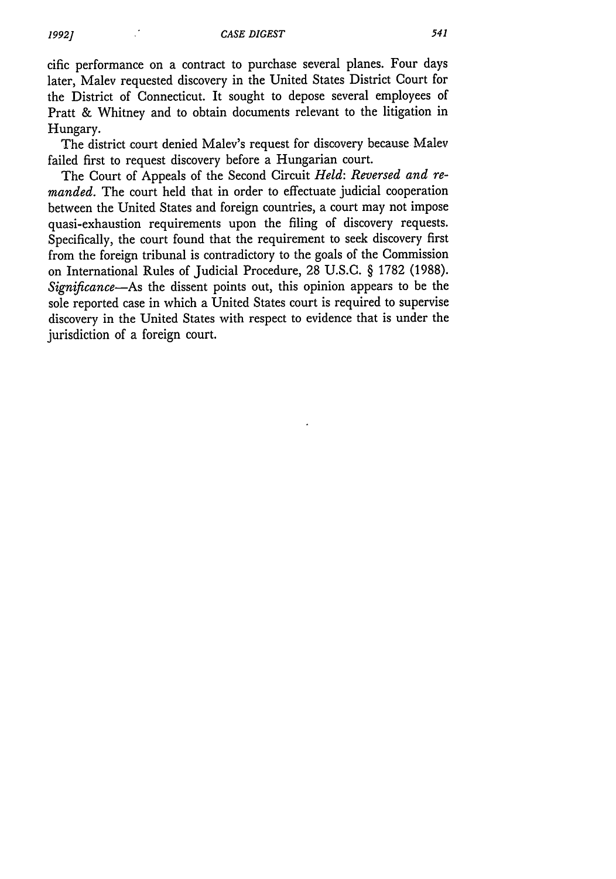cific performance on a contract to purchase several planes. Four days later, Malev requested discovery in the United States District Court for the District of Connecticut. It sought to depose several employees of Pratt & Whitney and to obtain documents relevant to the litigation in Hungary.

The district court denied Malev's request for discovery because Malev failed first to request discovery before a Hungarian court.

The Court of Appeals of the Second Circuit *Held*: *Reversed and remanded*. The court held that in order to effectuate judicial cooperation between the United States and foreign countries, a court may not impose quasi-exhaustion requirements upon the filing of discovery requests. Specifically, the court found that the requirement to seek discovery first from the foreign tribunal is contradictory to the goals of the Commission on International Rules of Judicial Procedure, 28 U.S.C. § 1782 (1988). *Significance*—As the dissent points out, this opinion appears to be the sole reported case in which a United States court is required to supervise discovery in the United States with respect to evidence that is under the jurisdiction of a foreign court.